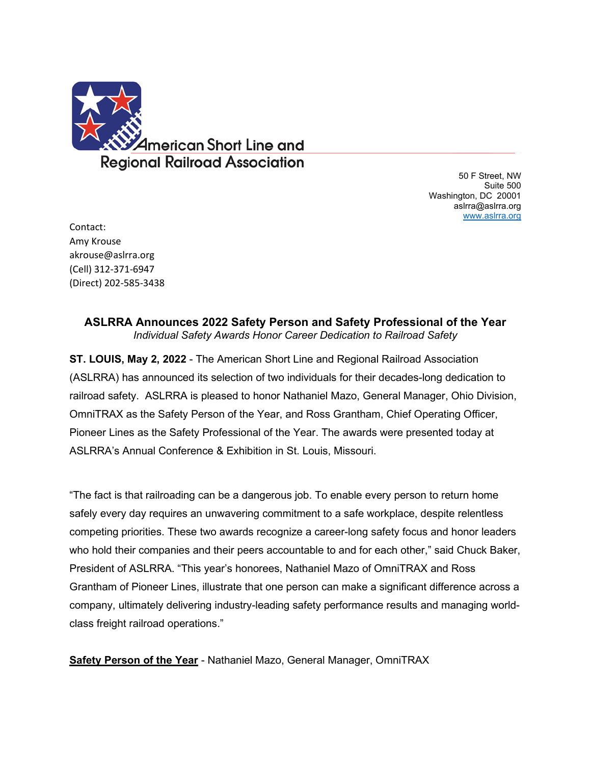American Short Line and Regional Railroad Association

50 F Street, NW
Suite 500
Washington, DC 20001
aslrra@aslrra.org
www.aslrra.org

Contact:
Amy Krouse
akrouse@aslrra.org
(Cell) 312-371-6947
(Direct) 202-585-3438

## ASLRRA Announces 2022 Safety Person and Safety Professional of the Year

*Individual Safety Awards Honor Career Dedication to Railroad Safety*

**ST. LOUIS, May 2, 2022** - The American Short Line and Regional Railroad Association (ASLRRA) has announced its selection of two individuals for their decades-long dedication to railroad safety. ASLRRA is pleased to honor Nathaniel Mazo, General Manager, Ohio Division, OmniTRAX as the Safety Person of the Year, and Ross Grantham, Chief Operating Officer, Pioneer Lines as the Safety Professional of the Year. The awards were presented today at ASLRRA's Annual Conference & Exhibition in St. Louis, Missouri.

"The fact is that railroading can be a dangerous job. To enable every person to return home safely every day requires an unwavering commitment to a safe workplace, despite relentless competing priorities. These two awards recognize a career-long safety focus and honor leaders who hold their companies and their peers accountable to and for each other," said Chuck Baker, President of ASLRRA. "This year's honorees, Nathaniel Mazo of OmniTRAX and Ross Grantham of Pioneer Lines, illustrate that one person can make a significant difference across a company, ultimately delivering industry-leading safety performance results and managing world-class freight railroad operations."

**Safety Person of the Year** - Nathaniel Mazo, General Manager, OmniTRAX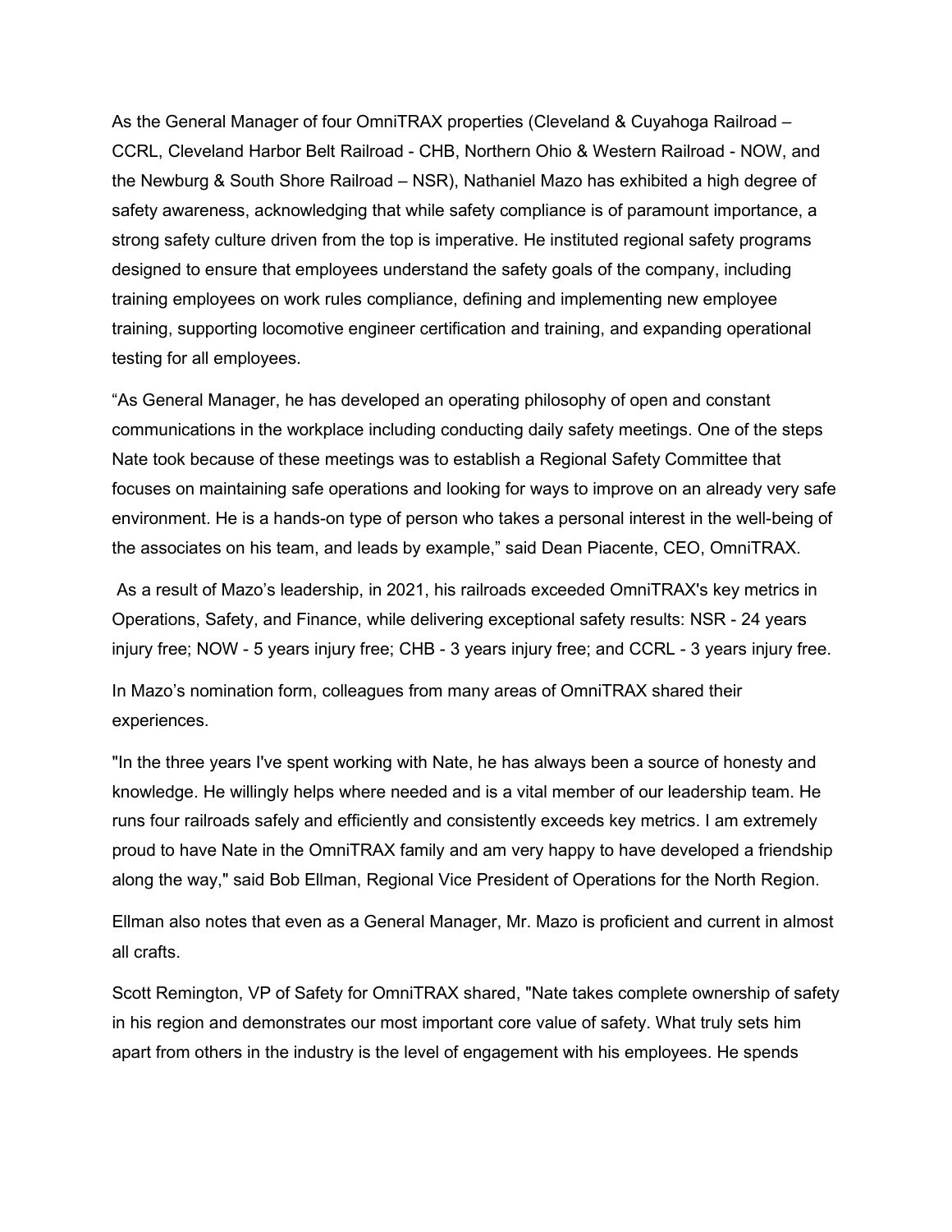As the General Manager of four OmniTRAX properties (Cleveland & Cuyahoga Railroad – CCRL, Cleveland Harbor Belt Railroad - CHB, Northern Ohio & Western Railroad - NOW, and the Newburg & South Shore Railroad – NSR), Nathaniel Mazo has exhibited a high degree of safety awareness, acknowledging that while safety compliance is of paramount importance, a strong safety culture driven from the top is imperative. He instituted regional safety programs designed to ensure that employees understand the safety goals of the company, including training employees on work rules compliance, defining and implementing new employee training, supporting locomotive engineer certification and training, and expanding operational testing for all employees.

"As General Manager, he has developed an operating philosophy of open and constant communications in the workplace including conducting daily safety meetings. One of the steps Nate took because of these meetings was to establish a Regional Safety Committee that focuses on maintaining safe operations and looking for ways to improve on an already very safe environment. He is a hands-on type of person who takes a personal interest in the well-being of the associates on his team, and leads by example," said Dean Piacente, CEO, OmniTRAX.

As a result of Mazo's leadership, in 2021, his railroads exceeded OmniTRAX's key metrics in Operations, Safety, and Finance, while delivering exceptional safety results: NSR - 24 years injury free; NOW - 5 years injury free; CHB - 3 years injury free; and CCRL - 3 years injury free.

In Mazo's nomination form, colleagues from many areas of OmniTRAX shared their experiences.

"In the three years I've spent working with Nate, he has always been a source of honesty and knowledge. He willingly helps where needed and is a vital member of our leadership team. He runs four railroads safely and efficiently and consistently exceeds key metrics. I am extremely proud to have Nate in the OmniTRAX family and am very happy to have developed a friendship along the way," said Bob Ellman, Regional Vice President of Operations for the North Region.

Ellman also notes that even as a General Manager, Mr. Mazo is proficient and current in almost all crafts.

Scott Remington, VP of Safety for OmniTRAX shared, "Nate takes complete ownership of safety in his region and demonstrates our most important core value of safety. What truly sets him apart from others in the industry is the level of engagement with his employees. He spends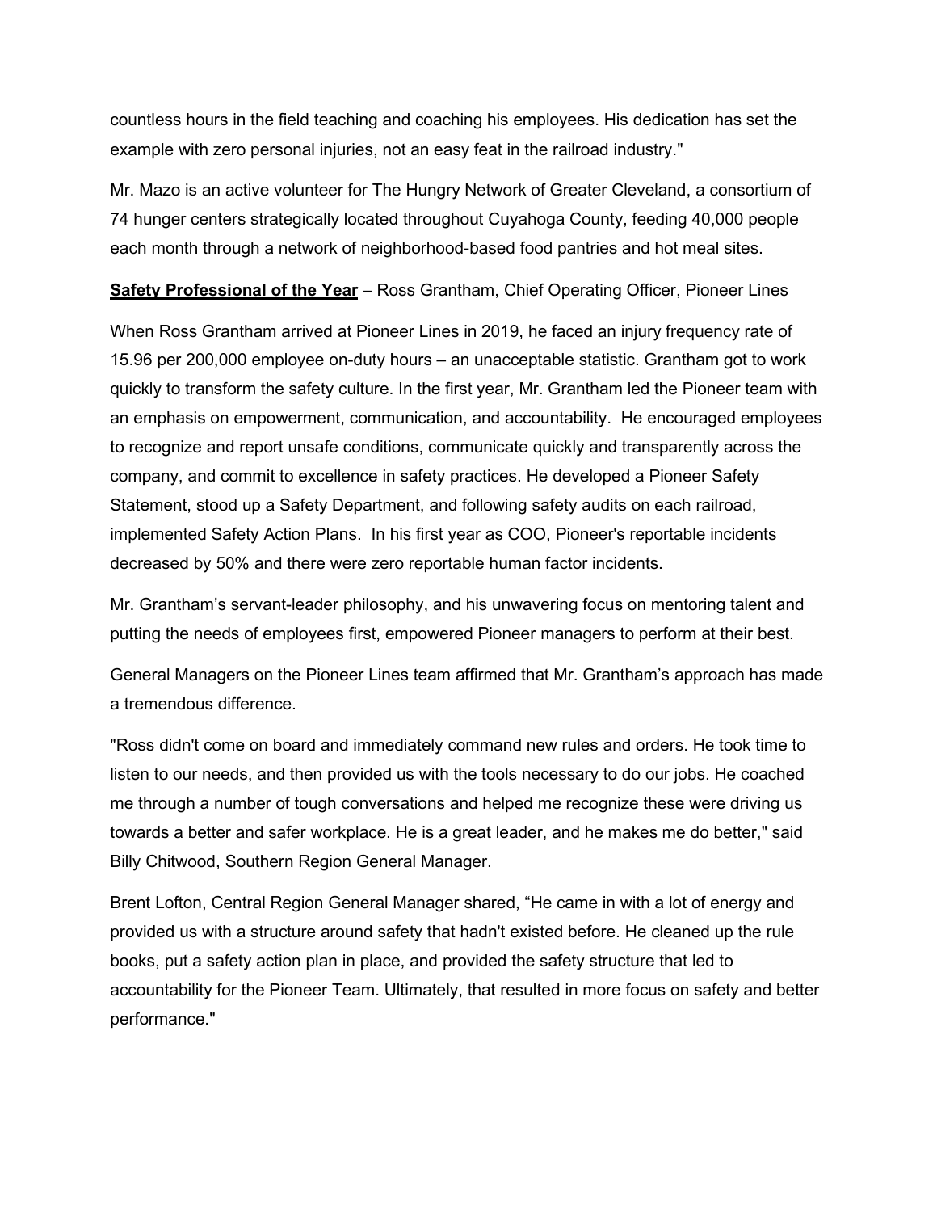countless hours in the field teaching and coaching his employees. His dedication has set the example with zero personal injuries, not an easy feat in the railroad industry."

Mr. Mazo is an active volunteer for The Hungry Network of Greater Cleveland, a consortium of 74 hunger centers strategically located throughout Cuyahoga County, feeding 40,000 people each month through a network of neighborhood-based food pantries and hot meal sites.

**Safety Professional of the Year** – Ross Grantham, Chief Operating Officer, Pioneer Lines

When Ross Grantham arrived at Pioneer Lines in 2019, he faced an injury frequency rate of 15.96 per 200,000 employee on-duty hours – an unacceptable statistic. Grantham got to work quickly to transform the safety culture. In the first year, Mr. Grantham led the Pioneer team with an emphasis on empowerment, communication, and accountability. He encouraged employees to recognize and report unsafe conditions, communicate quickly and transparently across the company, and commit to excellence in safety practices. He developed a Pioneer Safety Statement, stood up a Safety Department, and following safety audits on each railroad, implemented Safety Action Plans. In his first year as COO, Pioneer's reportable incidents decreased by 50% and there were zero reportable human factor incidents.

Mr. Grantham's servant-leader philosophy, and his unwavering focus on mentoring talent and putting the needs of employees first, empowered Pioneer managers to perform at their best.

General Managers on the Pioneer Lines team affirmed that Mr. Grantham's approach has made a tremendous difference.

"Ross didn't come on board and immediately command new rules and orders. He took time to listen to our needs, and then provided us with the tools necessary to do our jobs. He coached me through a number of tough conversations and helped me recognize these were driving us towards a better and safer workplace. He is a great leader, and he makes me do better," said Billy Chitwood, Southern Region General Manager.

Brent Lofton, Central Region General Manager shared, "He came in with a lot of energy and provided us with a structure around safety that hadn't existed before. He cleaned up the rule books, put a safety action plan in place, and provided the safety structure that led to accountability for the Pioneer Team. Ultimately, that resulted in more focus on safety and better performance."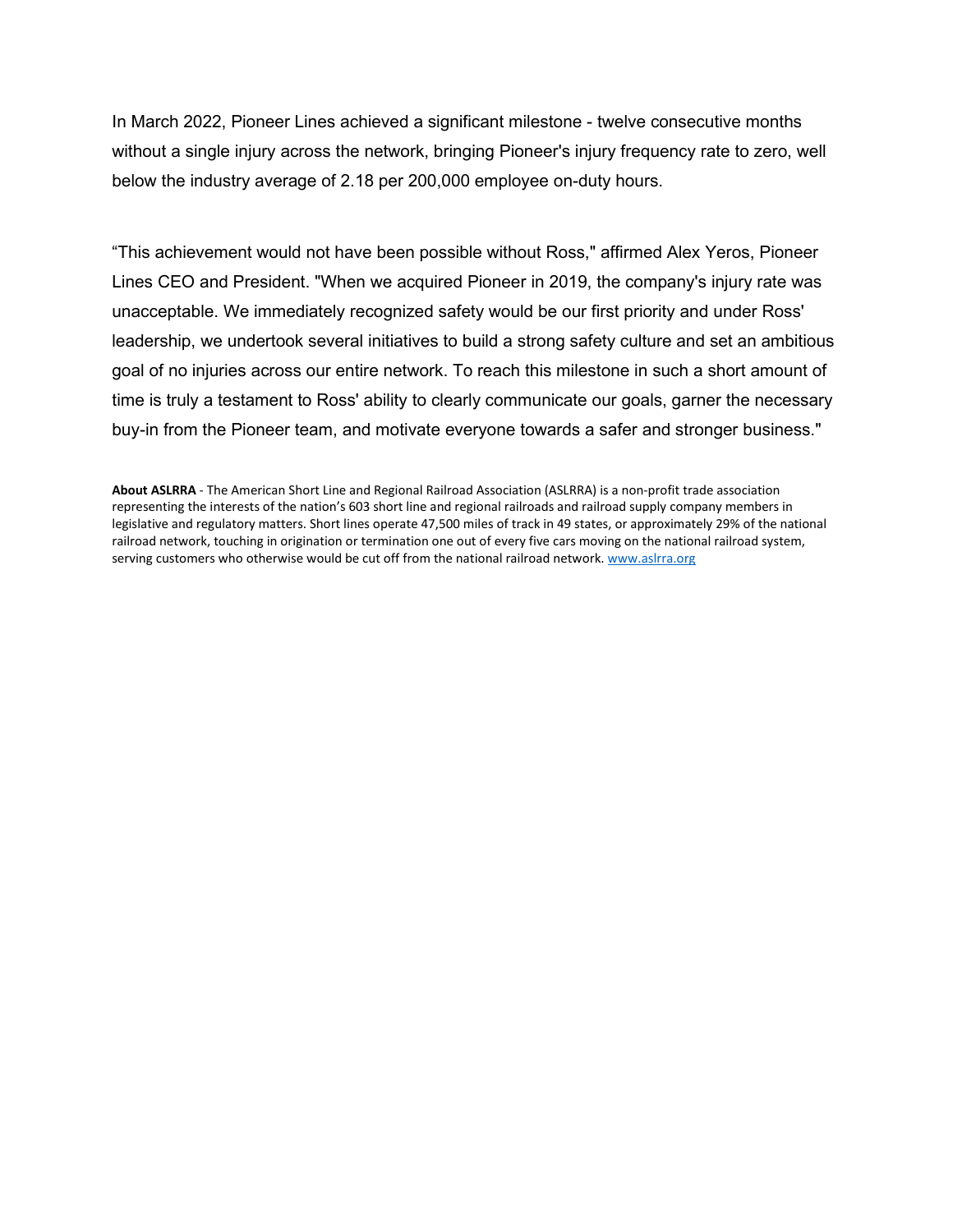In March 2022, Pioneer Lines achieved a significant milestone - twelve consecutive months without a single injury across the network, bringing Pioneer's injury frequency rate to zero, well below the industry average of 2.18 per 200,000 employee on-duty hours.

“This achievement would not have been possible without Ross," affirmed Alex Yeros, Pioneer Lines CEO and President. "When we acquired Pioneer in 2019, the company's injury rate was unacceptable. We immediately recognized safety would be our first priority and under Ross' leadership, we undertook several initiatives to build a strong safety culture and set an ambitious goal of no injuries across our entire network. To reach this milestone in such a short amount of time is truly a testament to Ross' ability to clearly communicate our goals, garner the necessary buy-in from the Pioneer team, and motivate everyone towards a safer and stronger business."

**About ASLRRA** - The American Short Line and Regional Railroad Association (ASLRRA) is a non-profit trade association representing the interests of the nation’s 603 short line and regional railroads and railroad supply company members in legislative and regulatory matters. Short lines operate 47,500 miles of track in 49 states, or approximately 29% of the national railroad network, touching in origination or termination one out of every five cars moving on the national railroad system, serving customers who otherwise would be cut off from the national railroad network. [www.aslrra.org](http://www.aslrra.org)